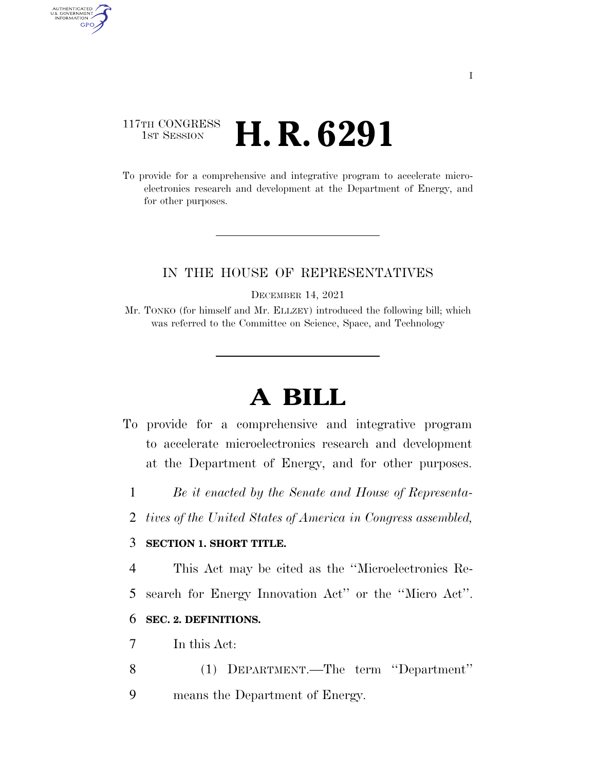117TH CONGRESS
1ST SESSION

# H. R. 6291

To provide for a comprehensive and integrative program to accelerate microelectronics research and development at the Department of Energy, and for other purposes.

IN THE HOUSE OF REPRESENTATIVES

DECEMBER 14, 2021

Mr. TONKO (for himself and Mr. ELLZEY) introduced the following bill; which was referred to the Committee on Science, Space, and Technology

# A BILL

To provide for a comprehensive and integrative program to accelerate microelectronics research and development at the Department of Energy, and for other purposes.

*Be it enacted by the Senate and House of Representatives of the United States of America in Congress assembled,*

**SECTION 1. SHORT TITLE.**

This Act may be cited as the "Microelectronics Research for Energy Innovation Act" or the "Micro Act".

**SEC. 2. DEFINITIONS.**

In this Act:

(1) DEPARTMENT.—The term "Department" means the Department of Energy.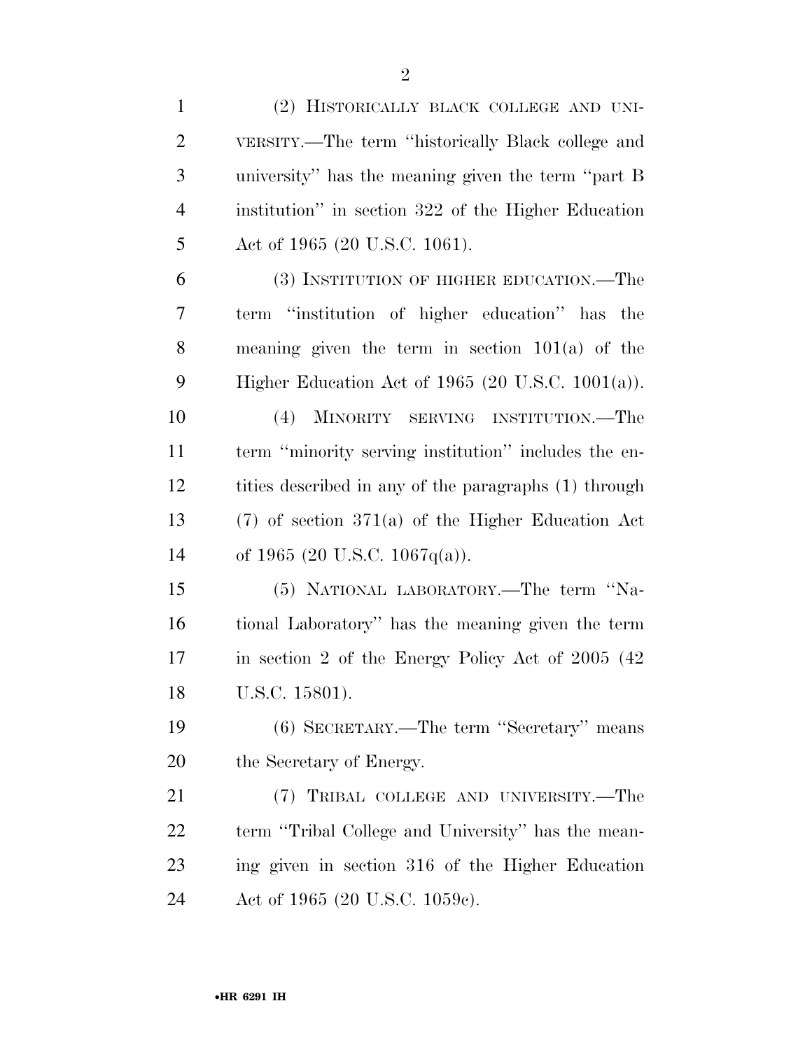(2) HISTORICALLY BLACK COLLEGE AND UNIVERSITY.—The term ''historically Black college and university'' has the meaning given the term ''part B institution'' in section 322 of the Higher Education Act of 1965 (20 U.S.C. 1061).

(3) INSTITUTION OF HIGHER EDUCATION.—The term ''institution of higher education'' has the meaning given the term in section 101(a) of the Higher Education Act of 1965 (20 U.S.C. 1001(a)).

(4) MINORITY SERVING INSTITUTION.—The term ''minority serving institution'' includes the entities described in any of the paragraphs (1) through (7) of section 371(a) of the Higher Education Act of 1965 (20 U.S.C. 1067q(a)).

(5) NATIONAL LABORATORY.—The term ''National Laboratory'' has the meaning given the term in section 2 of the Energy Policy Act of 2005 (42 U.S.C. 15801).

(6) SECRETARY.—The term ''Secretary'' means the Secretary of Energy.

(7) TRIBAL COLLEGE AND UNIVERSITY.—The term ''Tribal College and University'' has the meaning given in section 316 of the Higher Education Act of 1965 (20 U.S.C. 1059c).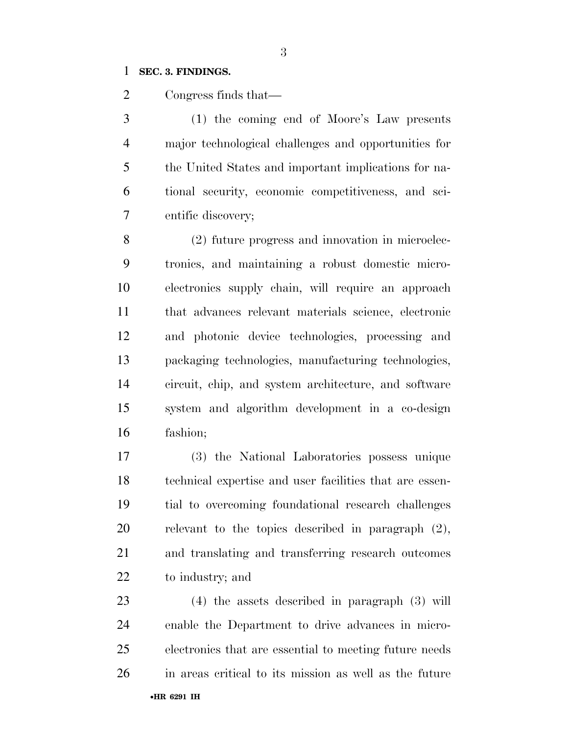**SEC. 3. FINDINGS.**

Congress finds that—

(1) the coming end of Moore's Law presents major technological challenges and opportunities for the United States and important implications for national security, economic competitiveness, and scientific discovery;

(2) future progress and innovation in microelectronics, and maintaining a robust domestic microelectronics supply chain, will require an approach that advances relevant materials science, electronic and photonic device technologies, processing and packaging technologies, manufacturing technologies, circuit, chip, and system architecture, and software system and algorithm development in a co-design fashion;

(3) the National Laboratories possess unique technical expertise and user facilities that are essential to overcoming foundational research challenges relevant to the topics described in paragraph (2), and translating and transferring research outcomes to industry; and

(4) the assets described in paragraph (3) will enable the Department to drive advances in microelectronics that are essential to meeting future needs in areas critical to its mission as well as the future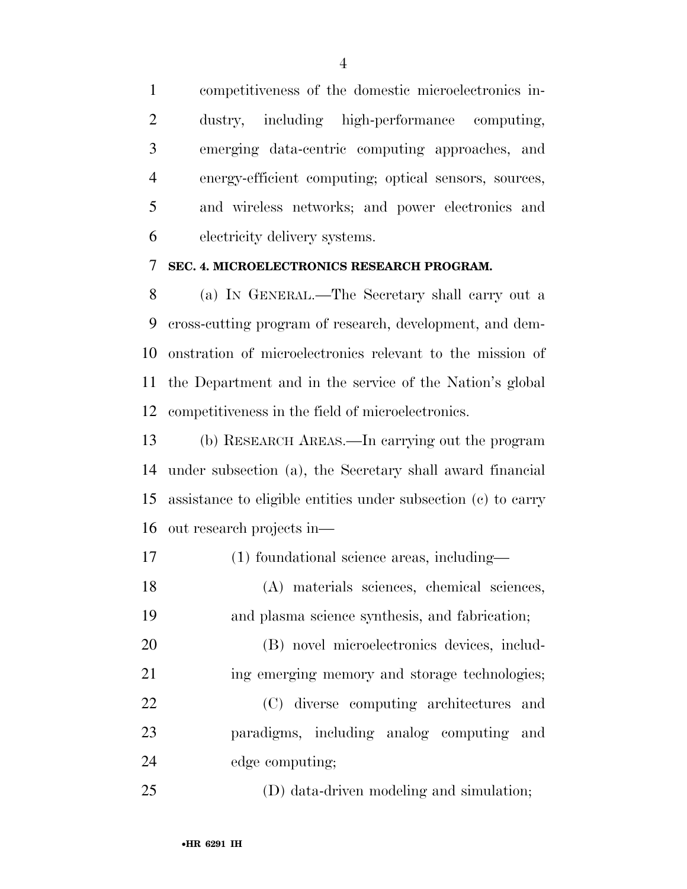competitiveness of the domestic microelectronics industry, including high-performance computing, emerging data-centric computing approaches, and energy-efficient computing; optical sensors, sources, and wireless networks; and power electronics and electricity delivery systems.

**SEC. 4. MICROELECTRONICS RESEARCH PROGRAM.**

(a) IN GENERAL.—The Secretary shall carry out a cross-cutting program of research, development, and demonstration of microelectronics relevant to the mission of the Department and in the service of the Nation's global competitiveness in the field of microelectronics.

(b) RESEARCH AREAS.—In carrying out the program under subsection (a), the Secretary shall award financial assistance to eligible entities under subsection (c) to carry out research projects in—

(1) foundational science areas, including—

(A) materials sciences, chemical sciences, and plasma science synthesis, and fabrication;

(B) novel microelectronics devices, including emerging memory and storage technologies;

(C) diverse computing architectures and paradigms, including analog computing and edge computing;

(D) data-driven modeling and simulation;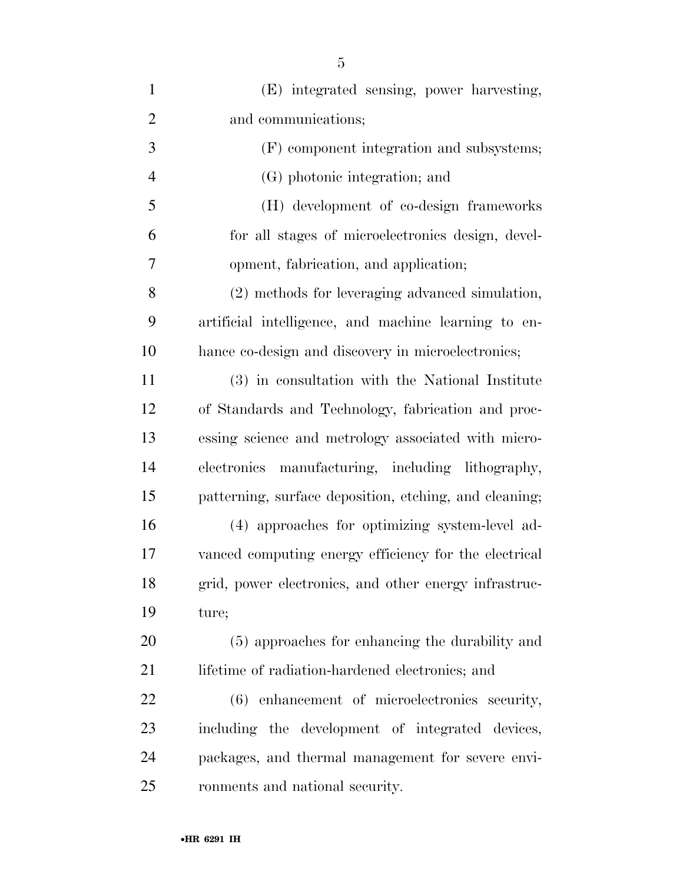(E) integrated sensing, power harvesting, and communications;

(F) component integration and subsystems;

(G) photonic integration; and

(H) development of co-design frameworks for all stages of microelectronics design, development, fabrication, and application;

(2) methods for leveraging advanced simulation, artificial intelligence, and machine learning to enhance co-design and discovery in microelectronics;

(3) in consultation with the National Institute of Standards and Technology, fabrication and processing science and metrology associated with microelectronics manufacturing, including lithography, patterning, surface deposition, etching, and cleaning;

(4) approaches for optimizing system-level advanced computing energy efficiency for the electrical grid, power electronics, and other energy infrastructure;

(5) approaches for enhancing the durability and lifetime of radiation-hardened electronics; and

(6) enhancement of microelectronics security, including the development of integrated devices, packages, and thermal management for severe environments and national security.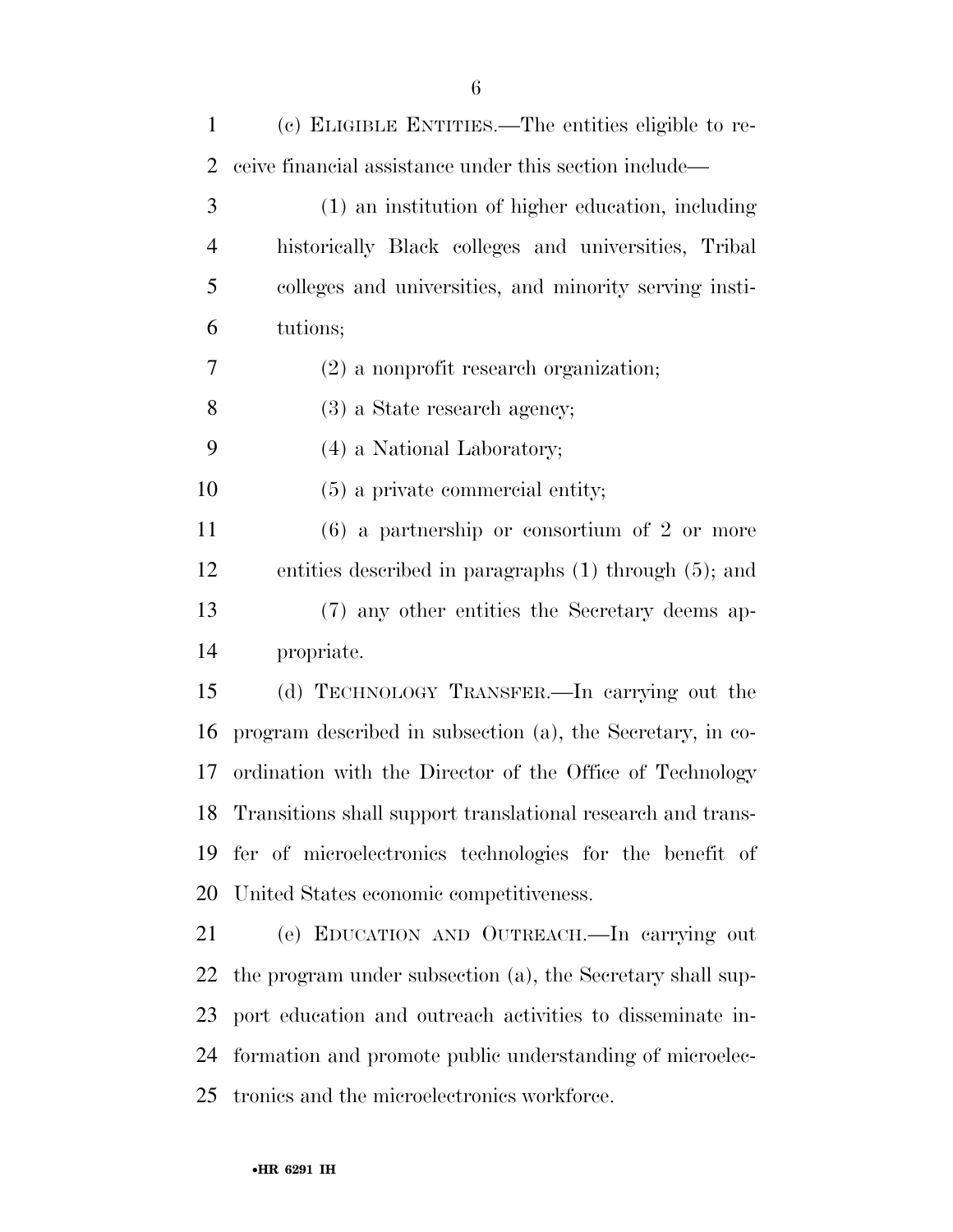(c) ELIGIBLE ENTITIES.—The entities eligible to receive financial assistance under this section include—

(1) an institution of higher education, including historically Black colleges and universities, Tribal colleges and universities, and minority serving institutions;

(2) a nonprofit research organization;

(3) a State research agency;

(4) a National Laboratory;

(5) a private commercial entity;

(6) a partnership or consortium of 2 or more entities described in paragraphs (1) through (5); and

(7) any other entities the Secretary deems appropriate.

(d) TECHNOLOGY TRANSFER.—In carrying out the program described in subsection (a), the Secretary, in coordination with the Director of the Office of Technology Transitions shall support translational research and transfer of microelectronics technologies for the benefit of United States economic competitiveness.

(e) EDUCATION AND OUTREACH.—In carrying out the program under subsection (a), the Secretary shall support education and outreach activities to disseminate information and promote public understanding of microelectronics and the microelectronics workforce.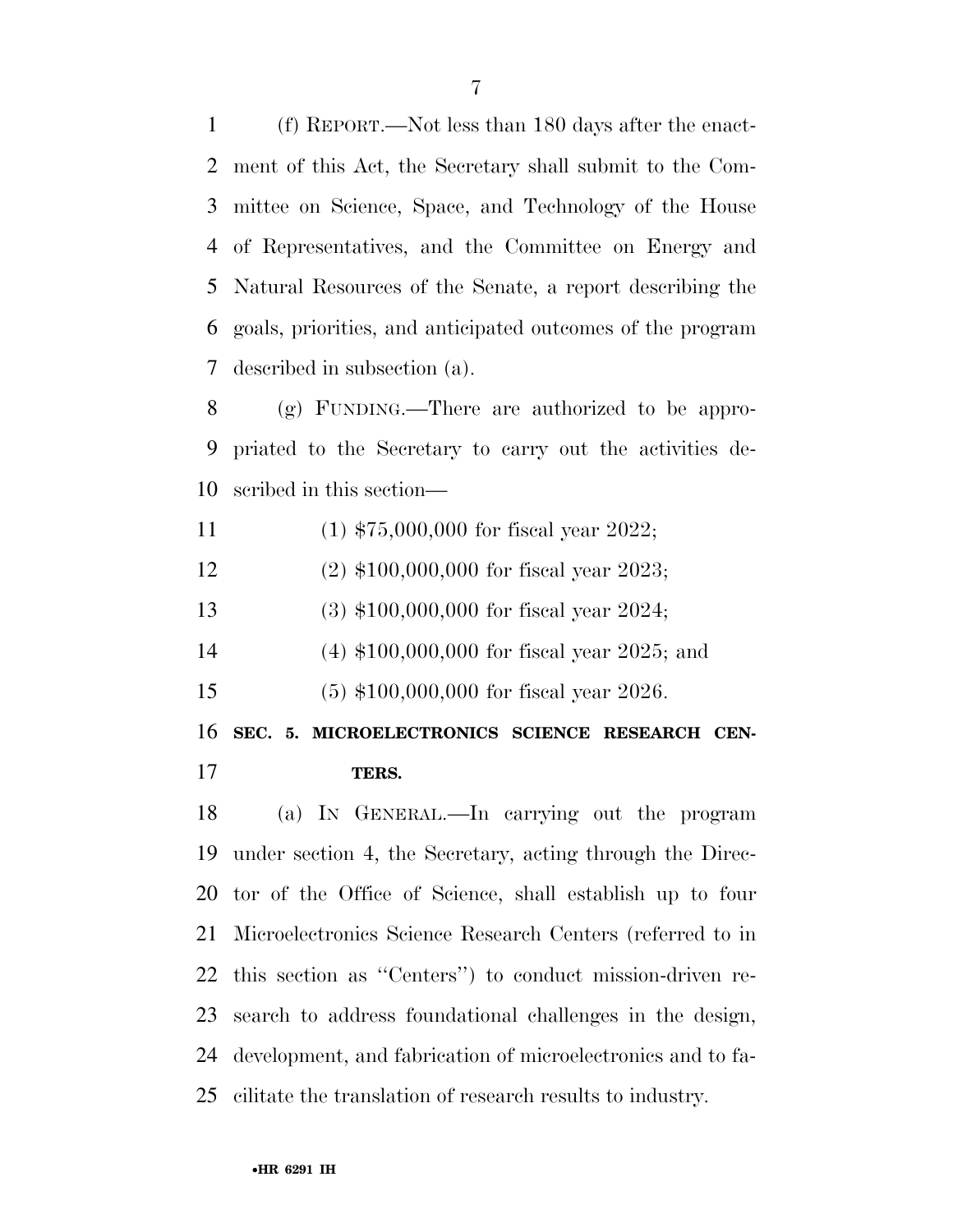(f) REPORT.—Not less than 180 days after the enactment of this Act, the Secretary shall submit to the Committee on Science, Space, and Technology of the House of Representatives, and the Committee on Energy and Natural Resources of the Senate, a report describing the goals, priorities, and anticipated outcomes of the program described in subsection (a).

(g) FUNDING.—There are authorized to be appropriated to the Secretary to carry out the activities described in this section—

(1) $75,000,000 for fiscal year 2022;

(2) $100,000,000 for fiscal year 2023;

(3) $100,000,000 for fiscal year 2024;

(4) $100,000,000 for fiscal year 2025; and

(5) $100,000,000 for fiscal year 2026.

**SEC. 5. MICROELECTRONICS SCIENCE RESEARCH CENTERS.**

(a) IN GENERAL.—In carrying out the program under section 4, the Secretary, acting through the Director of the Office of Science, shall establish up to four Microelectronics Science Research Centers (referred to in this section as ''Centers'') to conduct mission-driven research to address foundational challenges in the design, development, and fabrication of microelectronics and to facilitate the translation of research results to industry.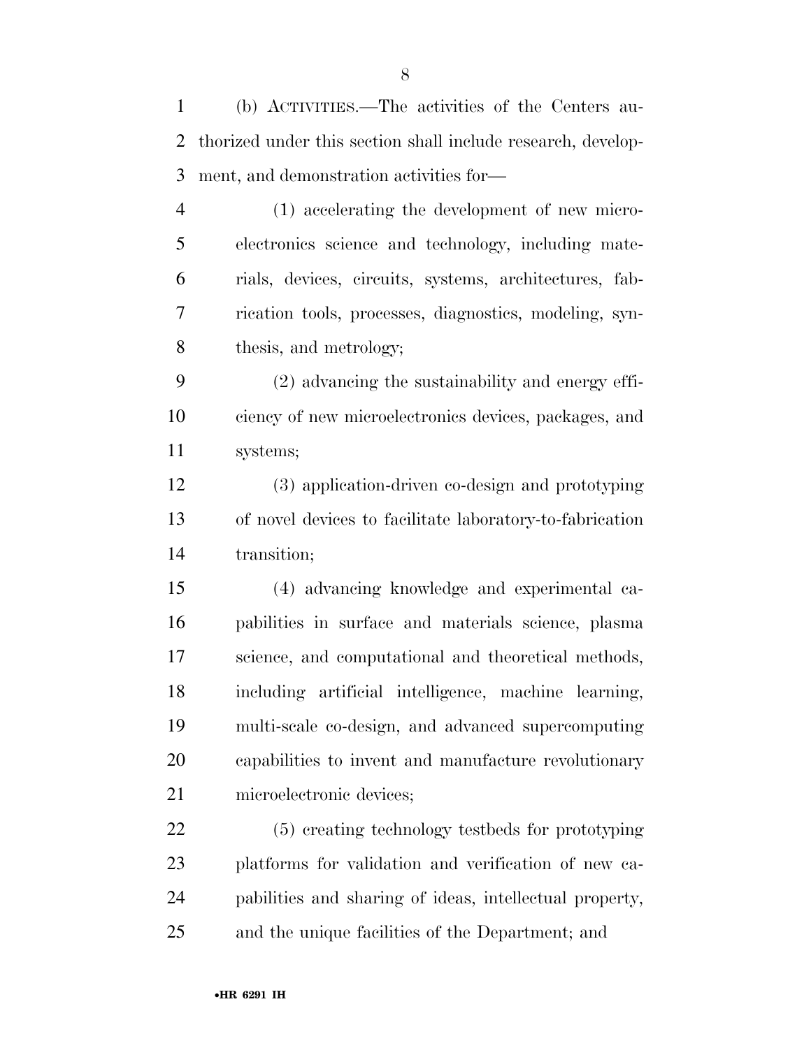(b) ACTIVITIES.—The activities of the Centers authorized under this section shall include research, development, and demonstration activities for—

(1) accelerating the development of new microelectronics science and technology, including materials, devices, circuits, systems, architectures, fabrication tools, processes, diagnostics, modeling, synthesis, and metrology;

(2) advancing the sustainability and energy efficiency of new microelectronics devices, packages, and systems;

(3) application-driven co-design and prototyping of novel devices to facilitate laboratory-to-fabrication transition;

(4) advancing knowledge and experimental capabilities in surface and materials science, plasma science, and computational and theoretical methods, including artificial intelligence, machine learning, multi-scale co-design, and advanced supercomputing capabilities to invent and manufacture revolutionary microelectronic devices;

(5) creating technology testbeds for prototyping platforms for validation and verification of new capabilities and sharing of ideas, intellectual property, and the unique facilities of the Department; and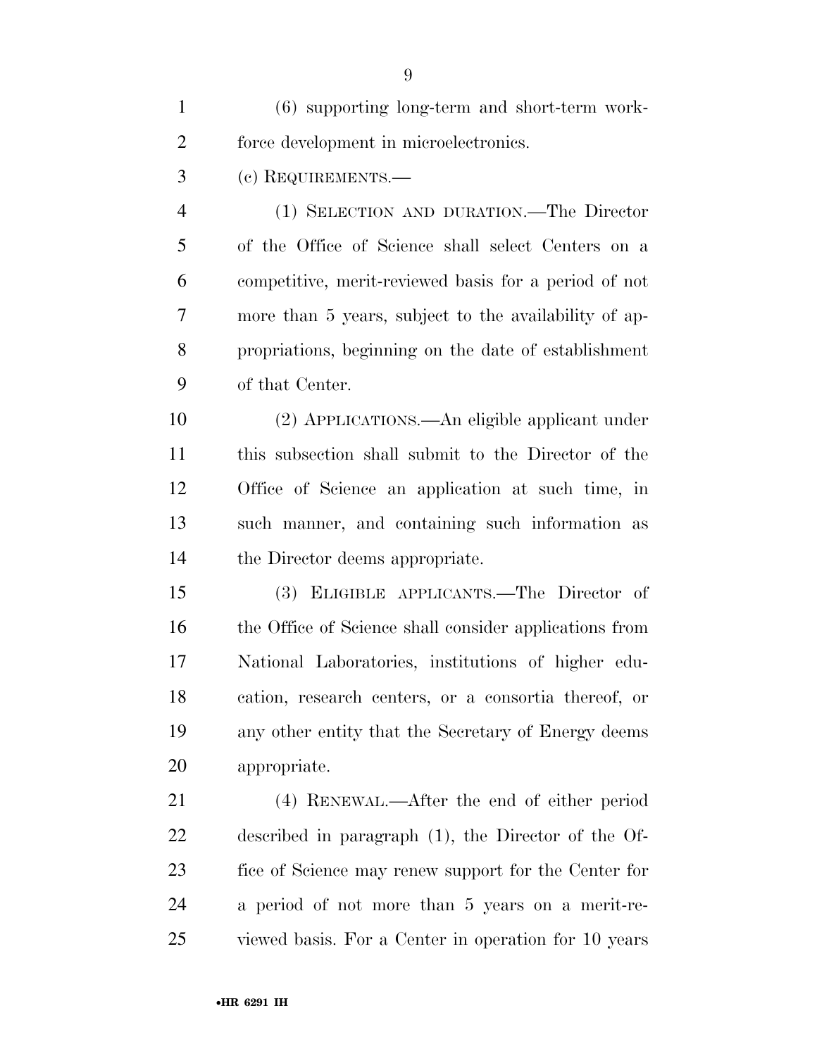(6) supporting long-term and short-term workforce development in microelectronics.

(c) REQUIREMENTS.—

(1) SELECTION AND DURATION.—The Director of the Office of Science shall select Centers on a competitive, merit-reviewed basis for a period of not more than 5 years, subject to the availability of appropriations, beginning on the date of establishment of that Center.

(2) APPLICATIONS.—An eligible applicant under this subsection shall submit to the Director of the Office of Science an application at such time, in such manner, and containing such information as the Director deems appropriate.

(3) ELIGIBLE APPLICANTS.—The Director of the Office of Science shall consider applications from National Laboratories, institutions of higher education, research centers, or a consortia thereof, or any other entity that the Secretary of Energy deems appropriate.

(4) RENEWAL.—After the end of either period described in paragraph (1), the Director of the Office of Science may renew support for the Center for a period of not more than 5 years on a merit-reviewed basis. For a Center in operation for 10 years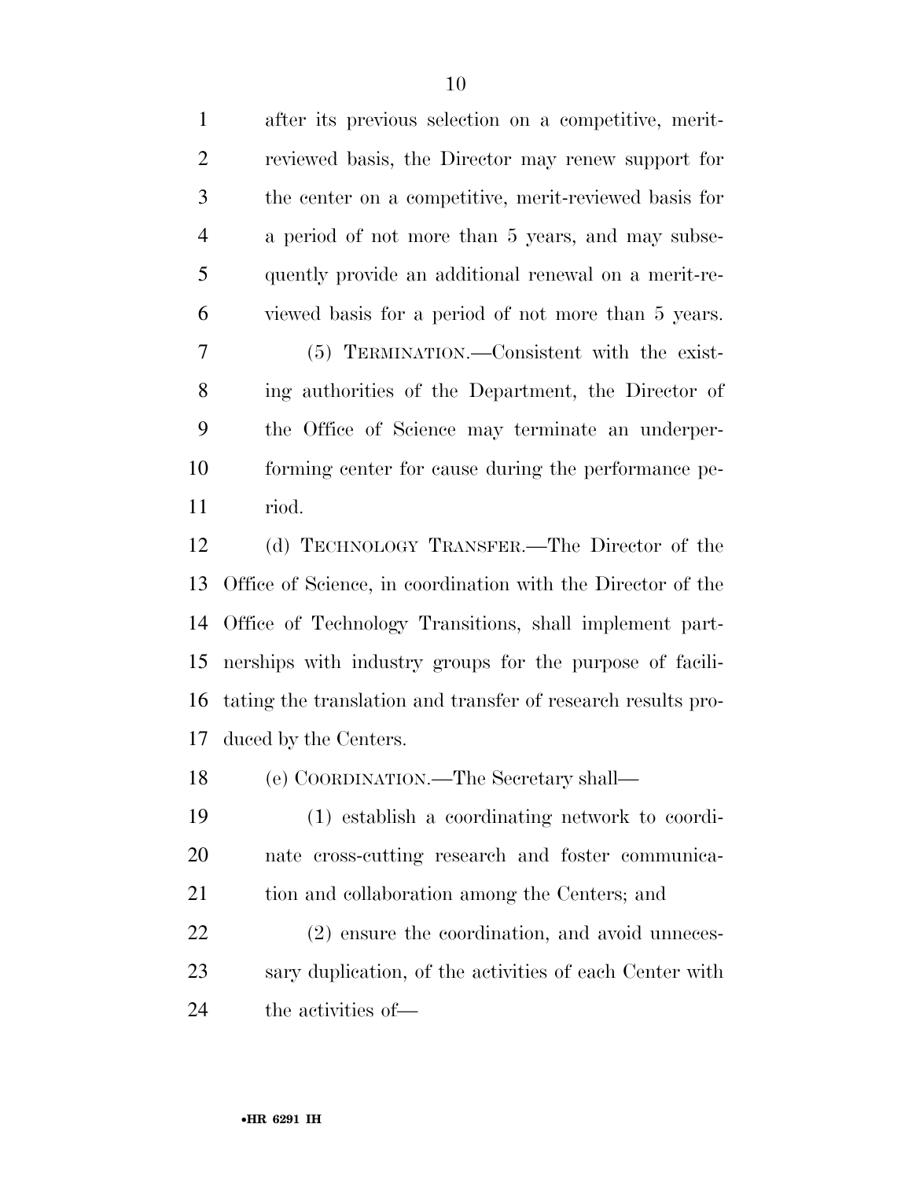after its previous selection on a competitive, merit-reviewed basis, the Director may renew support for the center on a competitive, merit-reviewed basis for a period of not more than 5 years, and may subsequently provide an additional renewal on a merit-reviewed basis for a period of not more than 5 years.

(5) TERMINATION.—Consistent with the existing authorities of the Department, the Director of the Office of Science may terminate an underperforming center for cause during the performance period.

(d) TECHNOLOGY TRANSFER.—The Director of the Office of Science, in coordination with the Director of the Office of Technology Transitions, shall implement partnerships with industry groups for the purpose of facilitating the translation and transfer of research results produced by the Centers.

(e) COORDINATION.—The Secretary shall—

(1) establish a coordinating network to coordinate cross-cutting research and foster communication and collaboration among the Centers; and

(2) ensure the coordination, and avoid unnecessary duplication, of the activities of each Center with the activities of—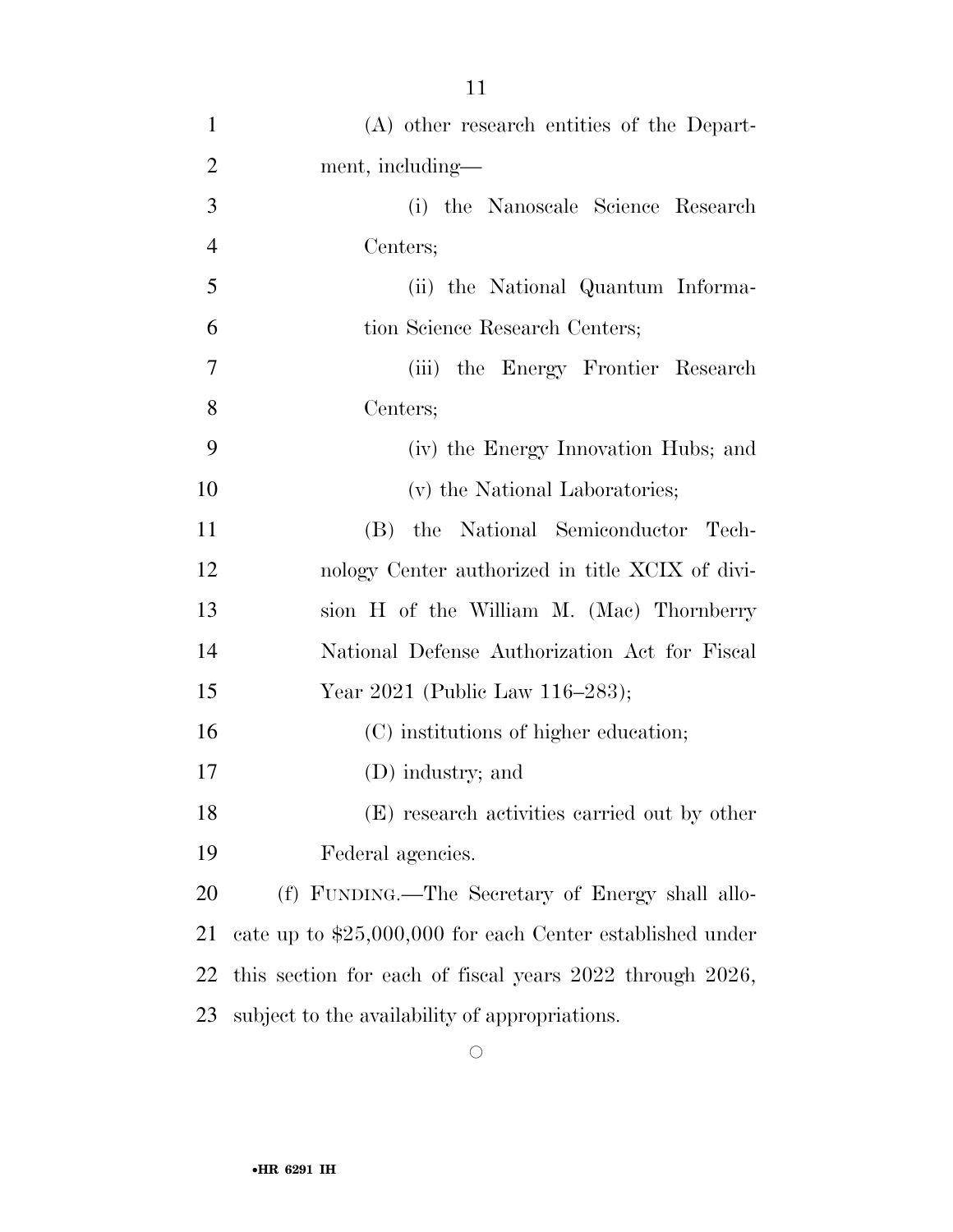(A) other research entities of the Department, including—

(i) the Nanoscale Science Research Centers;

(ii) the National Quantum Information Science Research Centers;

(iii) the Energy Frontier Research Centers;

(iv) the Energy Innovation Hubs; and

(v) the National Laboratories;

(B) the National Semiconductor Technology Center authorized in title XCIX of division H of the William M. (Mac) Thornberry National Defense Authorization Act for Fiscal Year 2021 (Public Law 116–283);

(C) institutions of higher education;

(D) industry; and

(E) research activities carried out by other Federal agencies.

(f) FUNDING.—The Secretary of Energy shall allocate up to $25,000,000 for each Center established under this section for each of fiscal years 2022 through 2026, subject to the availability of appropriations.